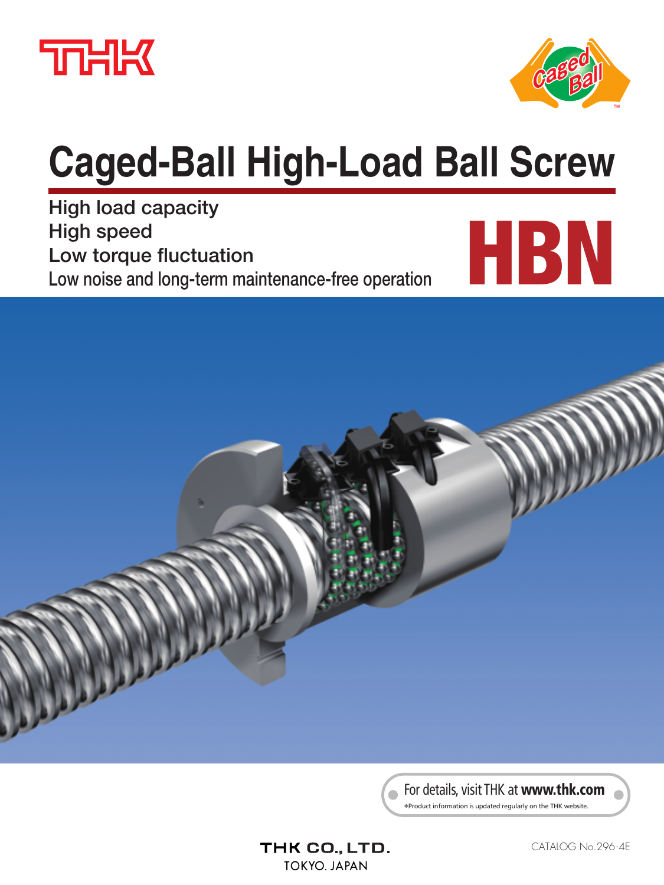THK

Caged Ball

# Caged-Ball High-Load Ball Screw

High load capacity
High speed
Low torque fluctuation
Low noise and long-term maintenance-free operation

# HBN

For details, visit THK at **www.thk.com**
*Product information is updated regularly on the THK website.

THK CO., LTD.
TOKYO. JAPAN

CATALOG No.296-4E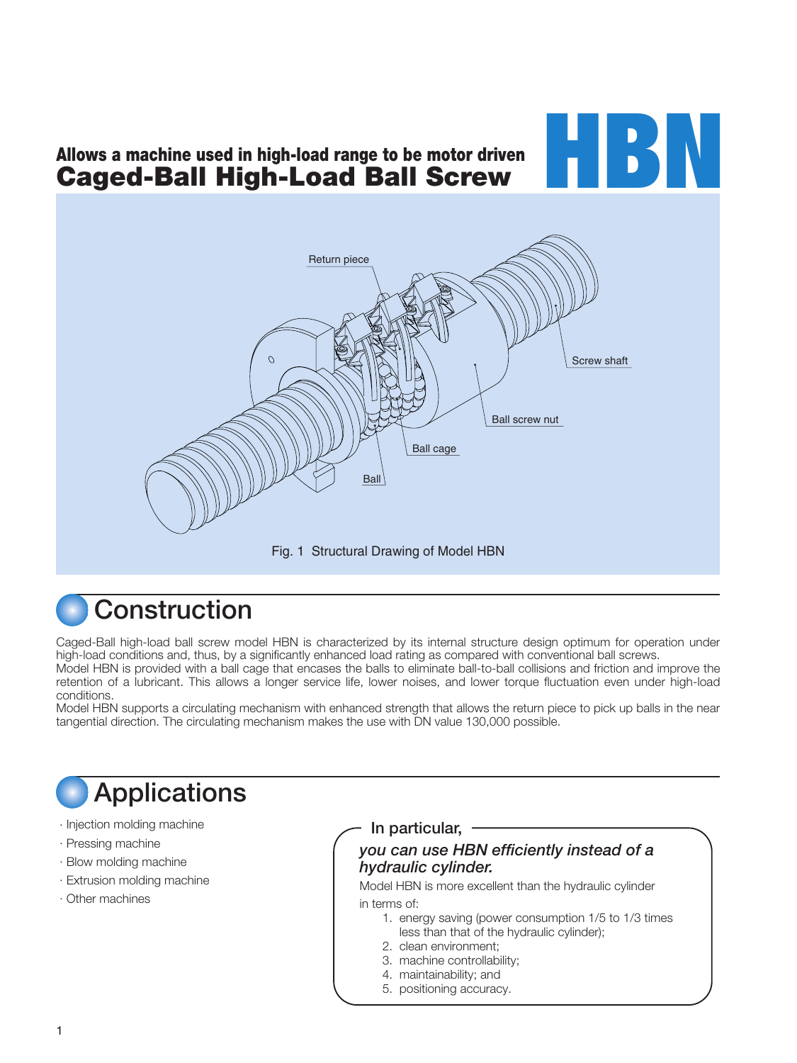Allows a machine used in high-load range to be motor driven

# Caged-Ball High-Load Ball Screw HBN

Fig. 1 Structural Drawing of Model HBN

## Construction

Caged-Ball high-load ball screw model HBN is characterized by its internal structure design optimum for operation under high-load conditions and, thus, by a significantly enhanced load rating as compared with conventional ball screws.
Model HBN is provided with a ball cage that encases the balls to eliminate ball-to-ball collisions and friction and improve the retention of a lubricant. This allows a longer service life, lower noises, and lower torque fluctuation even under high-load conditions.
Model HBN supports a circulating mechanism with enhanced strength that allows the return piece to pick up balls in the near tangential direction. The circulating mechanism makes the use with DN value 130,000 possible.

## Applications

· Injection molding machine
· Pressing machine
· Blow molding machine
· Extrusion molding machine
· Other machines

**In particular,**

***you can use HBN efficiently instead of a hydraulic cylinder.***

Model HBN is more excellent than the hydraulic cylinder in terms of:

1. energy saving (power consumption 1/5 to 1/3 times less than that of the hydraulic cylinder);
2. clean environment;
3. machine controllability;
4. maintainability; and
5. positioning accuracy.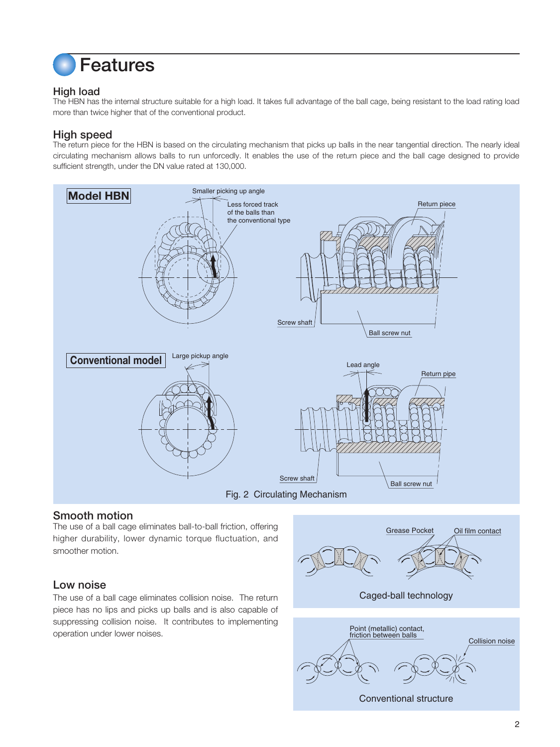# Features

## High load

The HBN has the internal structure suitable for a high load. It takes full advantage of the ball cage, being resistant to the load rating load more than twice higher that of the conventional product.

## High speed

The return piece for the HBN is based on the circulating mechanism that picks up balls in the near tangential direction. The nearly ideal circulating mechanism allows balls to run unforcedly. It enables the use of the return piece and the ball cage designed to provide sufficient strength, under the DN value rated at 130,000.

Fig. 2 Circulating Mechanism

## Smooth motion

The use of a ball cage eliminates ball-to-ball friction, offering higher durability, lower dynamic torque fluctuation, and smoother motion.

## Low noise

The use of a ball cage eliminates collision noise. The return piece has no lips and picks up balls and is also capable of suppressing collision noise. It contributes to implementing operation under lower noises.

Caged-ball technology

Conventional structure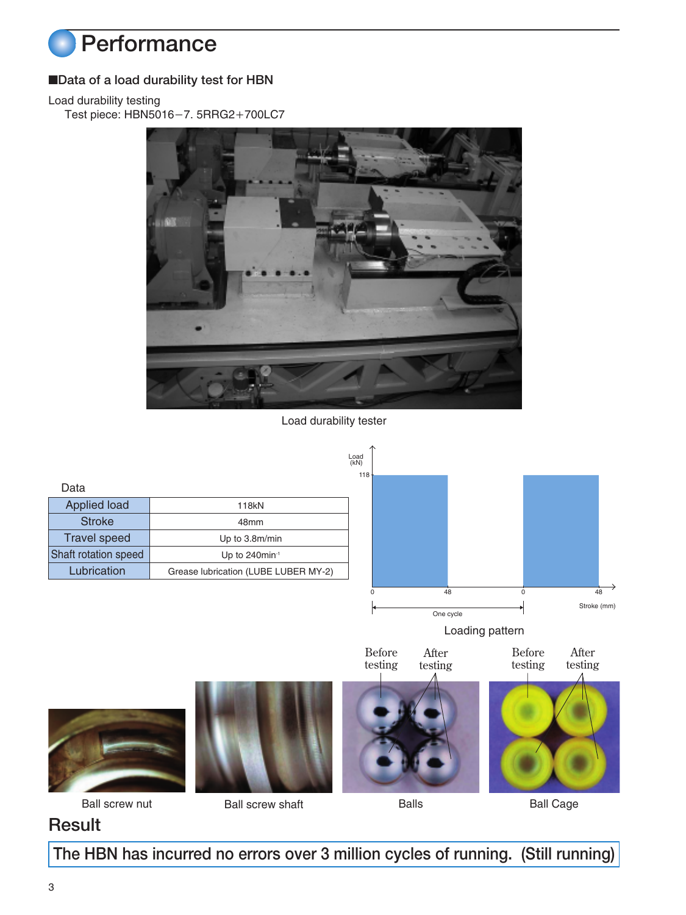# Performance

## ■Data of a load durability test for HBN

Load durability testing

Test piece: HBN5016−7. 5RRG2+700LC7

Load durability tester

Data

| Applied load | 118kN |
|---|---|
| Stroke | 48mm |
| Travel speed | Up to 3.8m/min |
| Shaft rotation speed | Up to 240min$^{-1}$ |
| Lubrication | Grease lubrication (LUBE LUBER MY-2) |

Loading pattern

Ball screw nut

Ball screw shaft

Balls

Ball Cage

## Result

The HBN has incurred no errors over 3 million cycles of running. (Still running)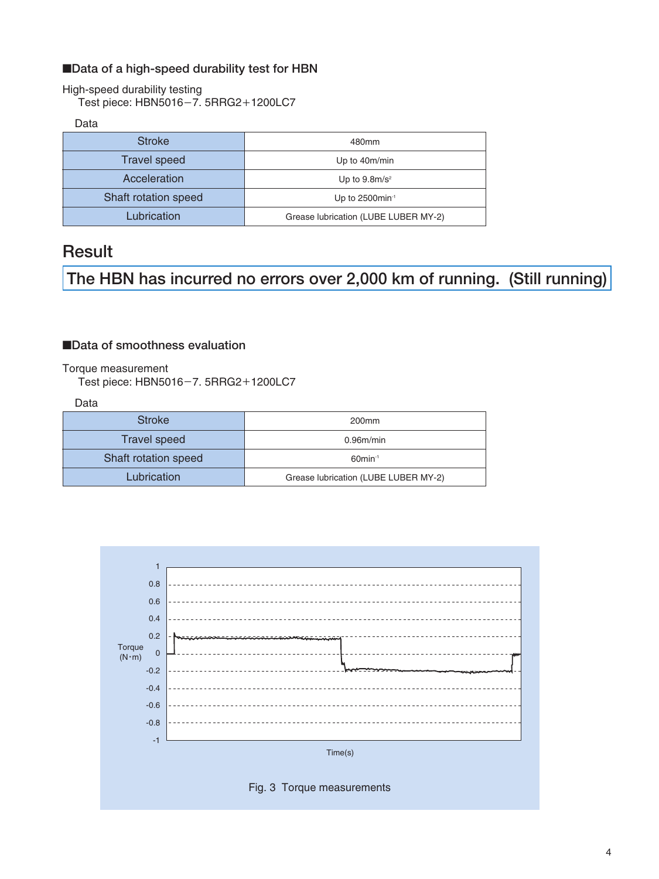## ■Data of a high-speed durability test for HBN

High-speed durability testing

Test piece: HBN5016−7. 5RRG2+1200LC7

Data

| Stroke | 480mm |
|---|---|
| Travel speed | Up to 40m/min |
| Acceleration | Up to 9.8m/s$^2$ |
| Shaft rotation speed | Up to 2500min$^{-1}$ |
| Lubrication | Grease lubrication (LUBE LUBER MY-2) |

## Result

**The HBN has incurred no errors over 2,000 km of running. (Still running)**

## ■Data of smoothness evaluation

Torque measurement

Test piece: HBN5016−7. 5RRG2+1200LC7

Data

| Stroke | 200mm |
|---|---|
| Travel speed | 0.96m/min |
| Shaft rotation speed | 60min$^{-1}$ |
| Lubrication | Grease lubrication (LUBE LUBER MY-2) |

Fig. 3 Torque measurements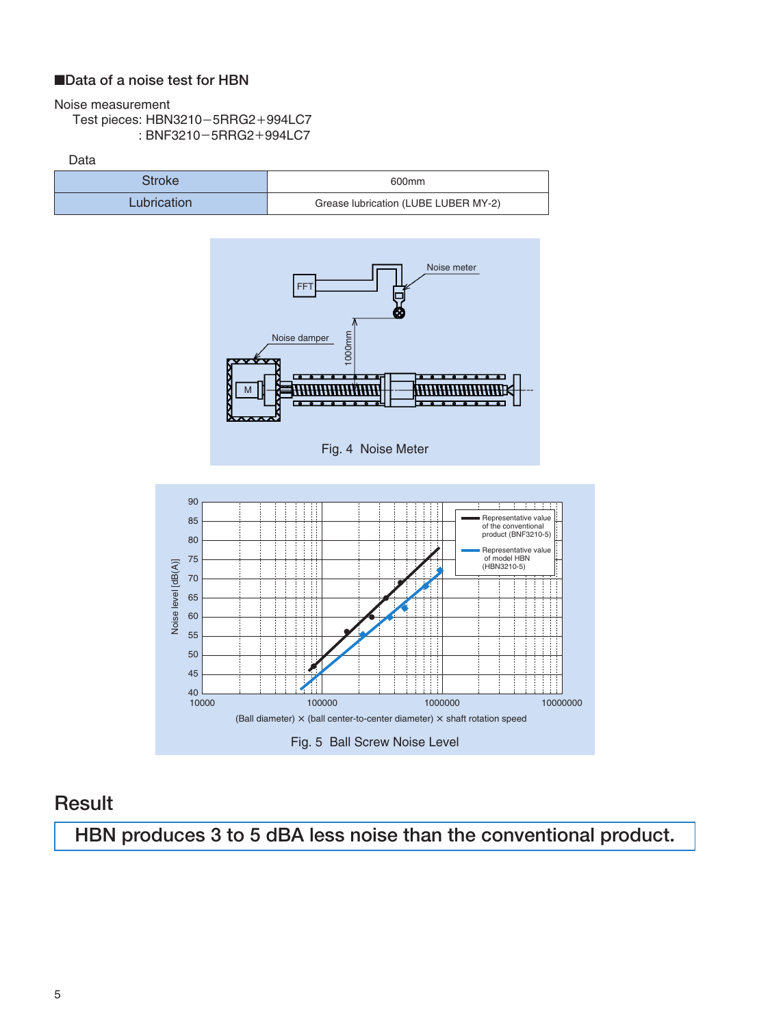## ■Data of a noise test for HBN

Noise measurement

Test pieces: HBN3210−5RRG2+994LC7
: BNF3210−5RRG2+994LC7

Data

| Stroke | 600mm |
| --- | --- |
| Lubrication | Grease lubrication (LUBE LUBER MY-2) |

Fig. 4 Noise Meter

Fig. 5 Ball Screw Noise Level

## Result

**HBN produces 3 to 5 dBA less noise than the conventional product.**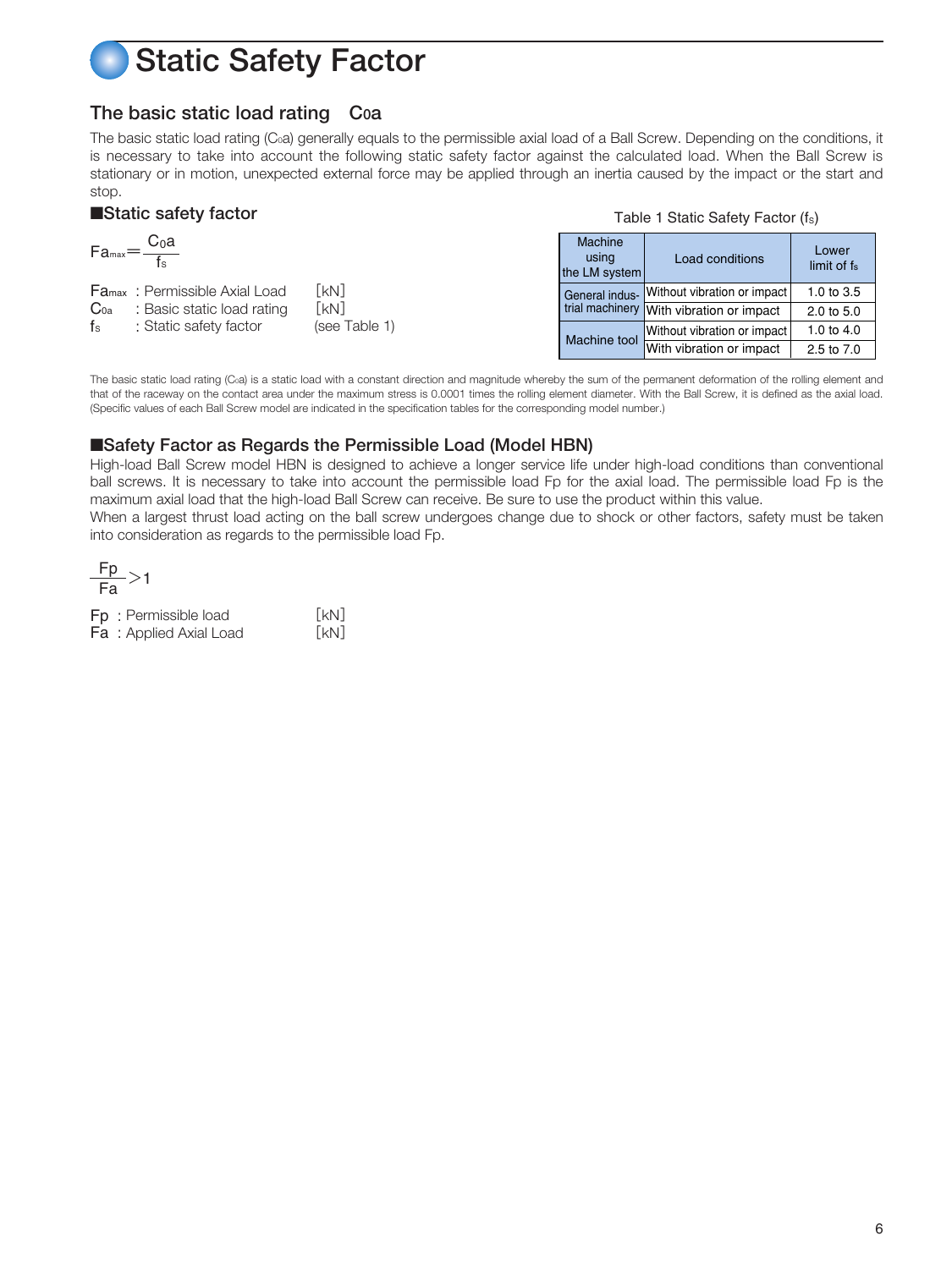# Static Safety Factor

## The basic static load rating $C_0a$

The basic static load rating ($C_0a$) generally equals to the permissible axial load of a Ball Screw. Depending on the conditions, it is necessary to take into account the following static safety factor against the calculated load. When the Ball Screw is stationary or in motion, unexpected external force may be applied through an inertia caused by the impact or the start and stop.

### ■Static safety factor

$$Fa_{max} = \frac{C_0a}{f_S}$$

$Fa_{max}$ : Permissible Axial Load [kN]
$C_{0a}$ : Basic static load rating [kN]
$f_S$ : Static safety factor (see Table 1)

Table 1 Static Safety Factor ($f_S$)

| Machine using the LM system | Load conditions | Lower limit of $f_S$ |
|---|---|---|
| General industrial machinery | Without vibration or impact | 1.0 to 3.5 |
| | With vibration or impact | 2.0 to 5.0 |
| Machine tool | Without vibration or impact | 1.0 to 4.0 |
| | With vibration or impact | 2.5 to 7.0 |

The basic static load rating ($C_0a$) is a static load with a constant direction and magnitude whereby the sum of the permanent deformation of the rolling element and that of the raceway on the contact area under the maximum stress is 0.0001 times the rolling element diameter. With the Ball Screw, it is defined as the axial load. (Specific values of each Ball Screw model are indicated in the specification tables for the corresponding model number.)

### ■Safety Factor as Regards the Permissible Load (Model HBN)

High-load Ball Screw model HBN is designed to achieve a longer service life under high-load conditions than conventional ball screws. It is necessary to take into account the permissible load Fp for the axial load. The permissible load Fp is the maximum axial load that the high-load Ball Screw can receive. Be sure to use the product within this value.
When a largest thrust load acting on the ball screw undergoes change due to shock or other factors, safety must be taken into consideration as regards to the permissible load Fp.

$$\frac{Fp}{Fa} > 1$$

Fp : Permissible load [kN]
Fa : Applied Axial Load [kN]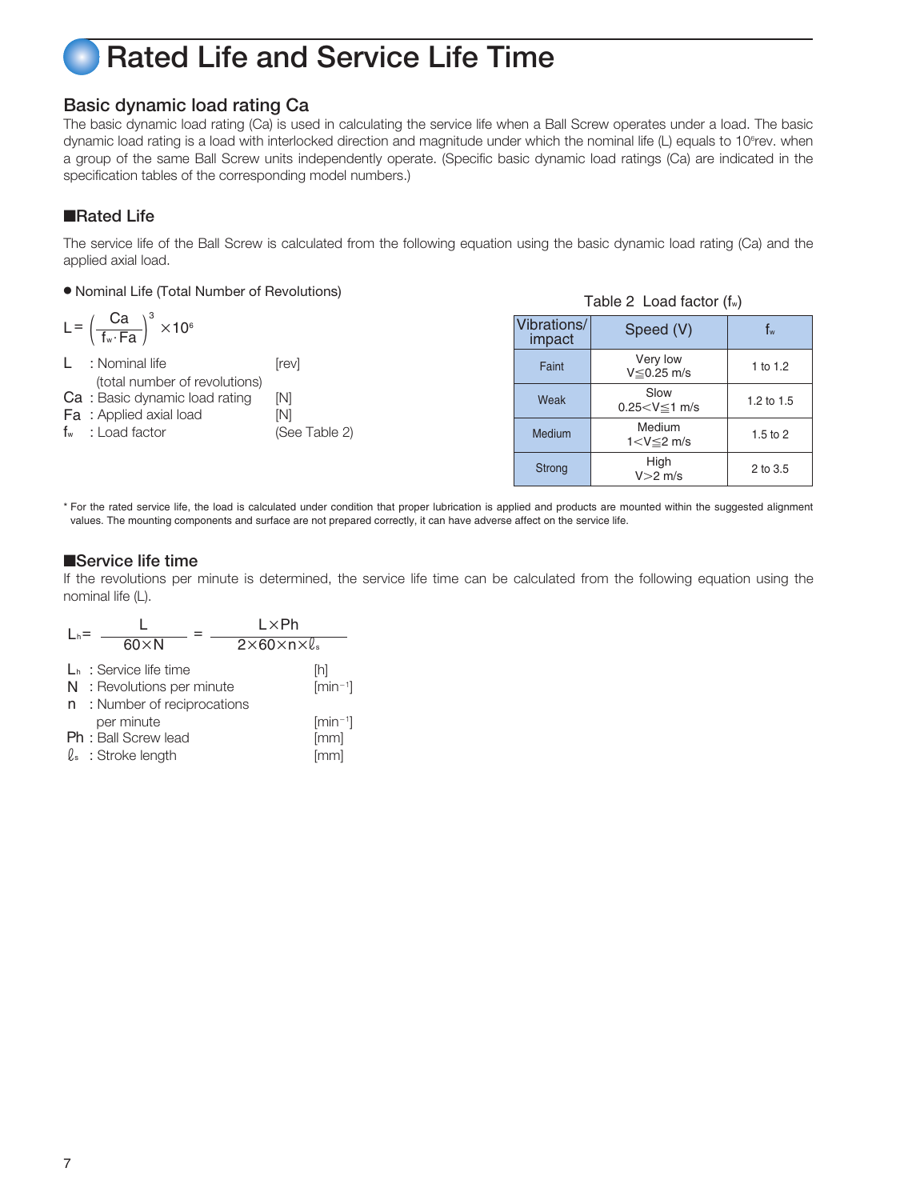# Rated Life and Service Life Time

## Basic dynamic load rating Ca

The basic dynamic load rating (Ca) is used in calculating the service life when a Ball Screw operates under a load. The basic dynamic load rating is a load with interlocked direction and magnitude under which the nominal life (L) equals to $10^6$rev. when a group of the same Ball Screw units independently operate. (Specific basic dynamic load ratings (Ca) are indicated in the specification tables of the corresponding model numbers.)

### ■Rated Life

The service life of the Ball Screw is calculated from the following equation using the basic dynamic load rating (Ca) and the applied axial load.

● Nominal Life (Total Number of Revolutions)

$$L = \left( \frac{Ca}{f_w \cdot Fa} \right)^3 \times 10^6$$

| | | |
|---|---|---|
| L | : Nominal life (total number of revolutions) | [rev] |
| Ca | : Basic dynamic load rating | [N] |
| Fa | : Applied axial load | [N] |
| $f_w$ | : Load factor | (See Table 2) |

Table 2 Load factor ($f_w$)

| Vibrations/ impact | Speed (V) | $f_w$ |
|---|---|---|
| Faint | Very low $V \leqq 0.25$ m/s | 1 to 1.2 |
| Weak | Slow $0.25 < V \leqq 1$ m/s | 1.2 to 1.5 |
| Medium | Medium $1 < V \leqq 2$ m/s | 1.5 to 2 |
| Strong | High $V > 2$ m/s | 2 to 3.5 |

* For the rated service life, the load is calculated under condition that proper lubrication is applied and products are mounted within the suggested alignment values. The mounting components and surface are not prepared correctly, it can have adverse affect on the service life.

### ■Service life time

If the revolutions per minute is determined, the service life time can be calculated from the following equation using the nominal life (L).

$$L_h = \frac{L}{60 \times N} = \frac{L \times Ph}{2 \times 60 \times n \times \ell_s}$$

| | | |
|---|---|---|
| $L_h$ | : Service life time | [h] |
| N | : Revolutions per minute | [min$^{-1}$] |
| n | : Number of reciprocations per minute | [min$^{-1}$] |
| Ph | : Ball Screw lead | [mm] |
| $\ell_s$ | : Stroke length | [mm] |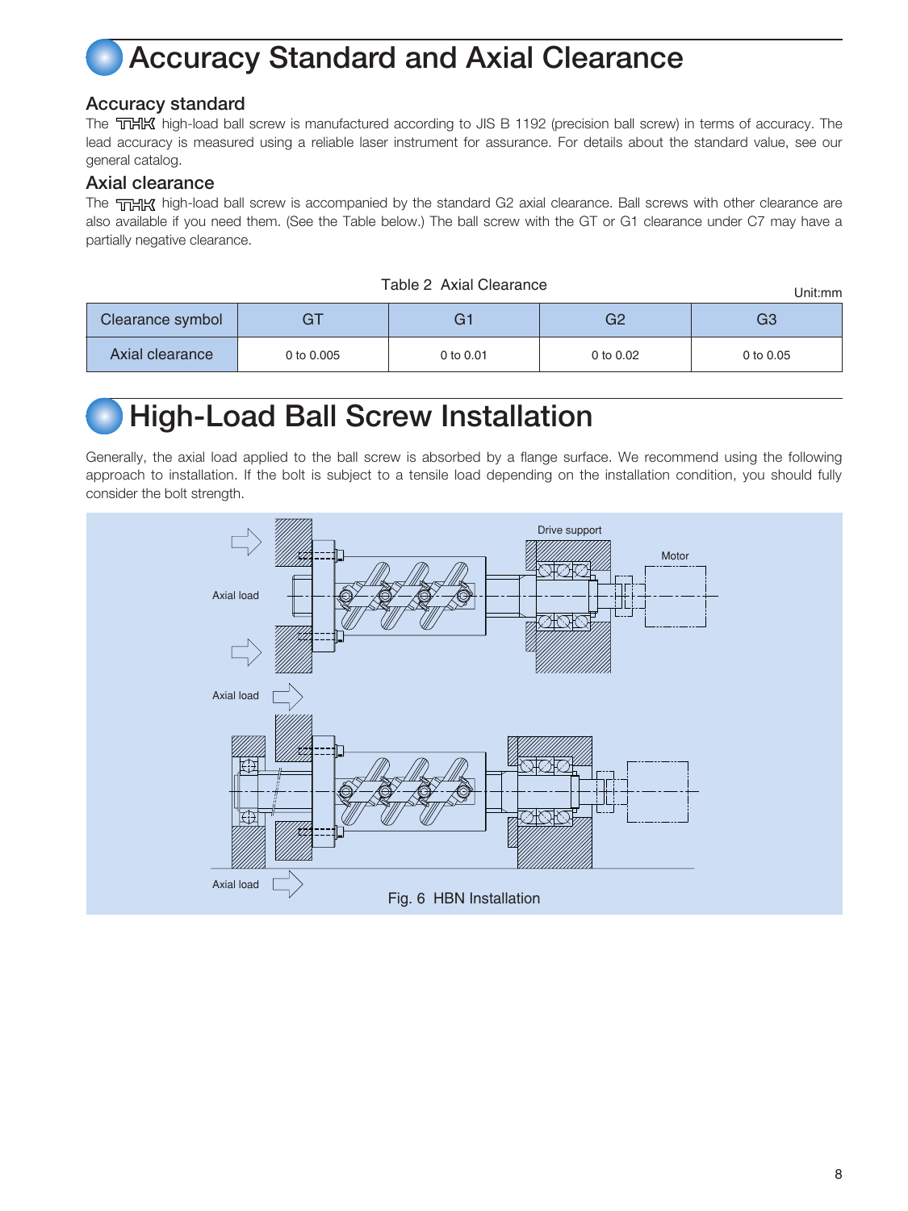# Accuracy Standard and Axial Clearance

## Accuracy standard

The THK high-load ball screw is manufactured according to JIS B 1192 (precision ball screw) in terms of accuracy. The lead accuracy is measured using a reliable laser instrument for assurance. For details about the standard value, see our general catalog.

## Axial clearance

The THK high-load ball screw is accompanied by the standard G2 axial clearance. Ball screws with other clearance are also available if you need them. (See the Table below.) The ball screw with the GT or G1 clearance under C7 may have a partially negative clearance.

Table 2 Axial Clearance

Unit:mm

| Clearance symbol | GT | G1 | G2 | G3 |
|---|---|---|---|---|
| Axial clearance | 0 to 0.005 | 0 to 0.01 | 0 to 0.02 | 0 to 0.05 |

# High-Load Ball Screw Installation

Generally, the axial load applied to the ball screw is absorbed by a flange surface. We recommend using the following approach to installation. If the bolt is subject to a tensile load depending on the installation condition, you should fully consider the bolt strength.

Fig. 6 HBN Installation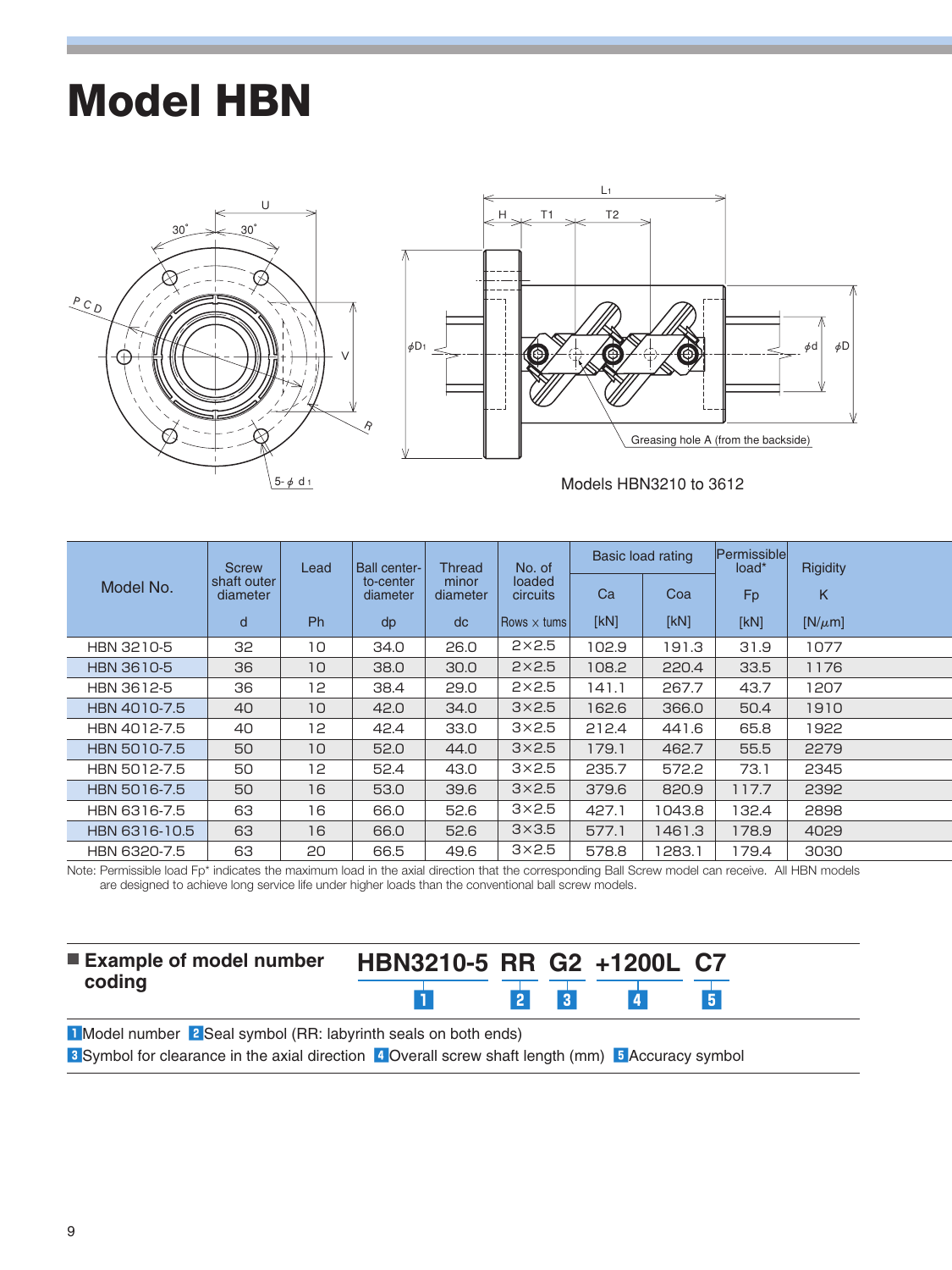# Model HBN

Models HBN3210 to 3612

| Model No. | Screw shaft outer diameter | Lead | Ball center-to-center diameter | Thread minor diameter | No. of loaded circuits | Basic load rating | | Permissible load* | Rigidity |
|---|---|---|---|---|---|---|---|---|---|
| | | | | | | Ca | Coa | Fp | K |
| | d | Ph | dp | dc | Rows × turns | [kN] | [kN] | [kN] | [N/μm] |
| HBN 3210-5 | 32 | 10 | 34.0 | 26.0 | 2×2.5 | 102.9 | 191.3 | 31.9 | 1077 |
| HBN 3610-5 | 36 | 10 | 38.0 | 30.0 | 2×2.5 | 108.2 | 220.4 | 33.5 | 1176 |
| HBN 3612-5 | 36 | 12 | 38.4 | 29.0 | 2×2.5 | 141.1 | 267.7 | 43.7 | 1207 |
| HBN 4010-7.5 | 40 | 10 | 42.0 | 34.0 | 3×2.5 | 162.6 | 366.0 | 50.4 | 1910 |
| HBN 4012-7.5 | 40 | 12 | 42.4 | 33.0 | 3×2.5 | 212.4 | 441.6 | 65.8 | 1922 |
| HBN 5010-7.5 | 50 | 10 | 52.0 | 44.0 | 3×2.5 | 179.1 | 462.7 | 55.5 | 2279 |
| HBN 5012-7.5 | 50 | 12 | 52.4 | 43.0 | 3×2.5 | 235.7 | 572.2 | 73.1 | 2345 |
| HBN 5016-7.5 | 50 | 16 | 53.0 | 39.6 | 3×2.5 | 379.6 | 820.9 | 117.7 | 2392 |
| HBN 6316-7.5 | 63 | 16 | 66.0 | 52.6 | 3×2.5 | 427.1 | 1043.8 | 132.4 | 2898 |
| HBN 6316-10.5 | 63 | 16 | 66.0 | 52.6 | 3×3.5 | 577.1 | 1461.3 | 178.9 | 4029 |
| HBN 6320-7.5 | 63 | 20 | 66.5 | 49.6 | 3×2.5 | 578.8 | 1283.1 | 179.4 | 3030 |

Note: Permissible load Fp* indicates the maximum load in the axial direction that the corresponding Ball Screw model can receive. All HBN models are designed to achieve long service life under higher loads than the conventional ball screw models.

## ■ Example of model number coding

**HBN3210-5 RR G2 +1200L C7**
(1: HBN3210-5, 2: RR, 3: G2, 4: +1200L, 5: C7)

1 Model number 2 Seal symbol (RR: labyrinth seals on both ends)
3 Symbol for clearance in the axial direction 4 Overall screw shaft length (mm) 5 Accuracy symbol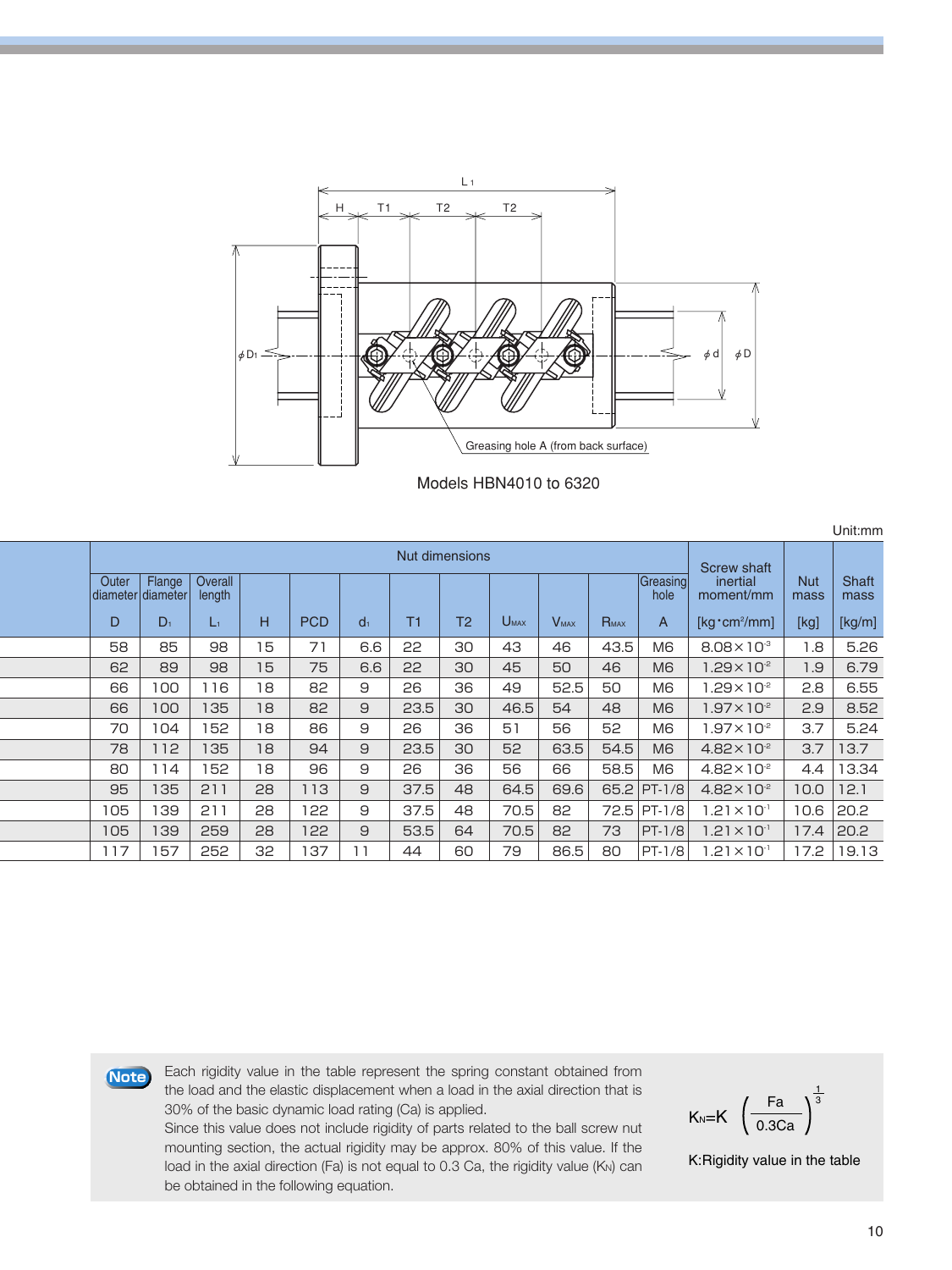Models HBN4010 to 6320

Unit:mm

| Nut dimensions | | | | | | | | | | | | Screw shaft inertial moment/mm | Nut mass | Shaft mass |
|---|---|---|---|---|---|---|---|---|---|---|---|---|---|---|
| Outer diameter | Flange diameter | Overall length | | | | | | | | | Greasing hole | | | |
| D | $D_1$ | $L_1$ | H | PCD | $d_1$ | T1 | T2 | $U_{MAX}$ | $V_{MAX}$ | $R_{MAX}$ | A | [kg・cm²/mm] | [kg] | [kg/m] |
| 58 | 85 | 98 | 15 | 71 | 6.6 | 22 | 30 | 43 | 46 | 43.5 | M6 | $8.08\times10^{-3}$ | 1.8 | 5.26 |
| 62 | 89 | 98 | 15 | 75 | 6.6 | 22 | 30 | 45 | 50 | 46 | M6 | $1.29\times10^{-2}$ | 1.9 | 6.79 |
| 66 | 100 | 116 | 18 | 82 | 9 | 26 | 36 | 49 | 52.5 | 50 | M6 | $1.29\times10^{-2}$ | 2.8 | 6.55 |
| 66 | 100 | 135 | 18 | 82 | 9 | 23.5 | 30 | 46.5 | 54 | 48 | M6 | $1.97\times10^{-2}$ | 2.9 | 8.52 |
| 70 | 104 | 152 | 18 | 86 | 9 | 26 | 36 | 51 | 56 | 52 | M6 | $1.97\times10^{-2}$ | 3.7 | 5.24 |
| 78 | 112 | 135 | 18 | 94 | 9 | 23.5 | 30 | 52 | 63.5 | 54.5 | M6 | $4.82\times10^{-2}$ | 3.7 | 13.7 |
| 80 | 114 | 152 | 18 | 96 | 9 | 26 | 36 | 56 | 66 | 58.5 | M6 | $4.82\times10^{-2}$ | 4.4 | 13.34 |
| 95 | 135 | 211 | 28 | 113 | 9 | 37.5 | 48 | 64.5 | 69.6 | 65.2 | PT-1/8 | $4.82\times10^{-2}$ | 10.0 | 12.1 |
| 105 | 139 | 211 | 28 | 122 | 9 | 37.5 | 48 | 70.5 | 82 | 72.5 | PT-1/8 | $1.21\times10^{-1}$ | 10.6 | 20.2 |
| 105 | 139 | 259 | 28 | 122 | 9 | 53.5 | 64 | 70.5 | 82 | 73 | PT-1/8 | $1.21\times10^{-1}$ | 17.4 | 20.2 |
| 117 | 157 | 252 | 32 | 137 | 11 | 44 | 60 | 79 | 86.5 | 80 | PT-1/8 | $1.21\times10^{-1}$ | 17.2 | 19.13 |

**Note** Each rigidity value in the table represent the spring constant obtained from the load and the elastic displacement when a load in the axial direction that is 30% of the basic dynamic load rating (Ca) is applied.
Since this value does not include rigidity of parts related to the ball screw nut mounting section, the actual rigidity may be approx. 80% of this value. If the load in the axial direction (Fa) is not equal to 0.3 Ca, the rigidity value ($K_N$) can be obtained in the following equation.

$$K_N = K\left(\frac{Fa}{0.3Ca}\right)^{\frac{1}{3}}$$

K:Rigidity value in the table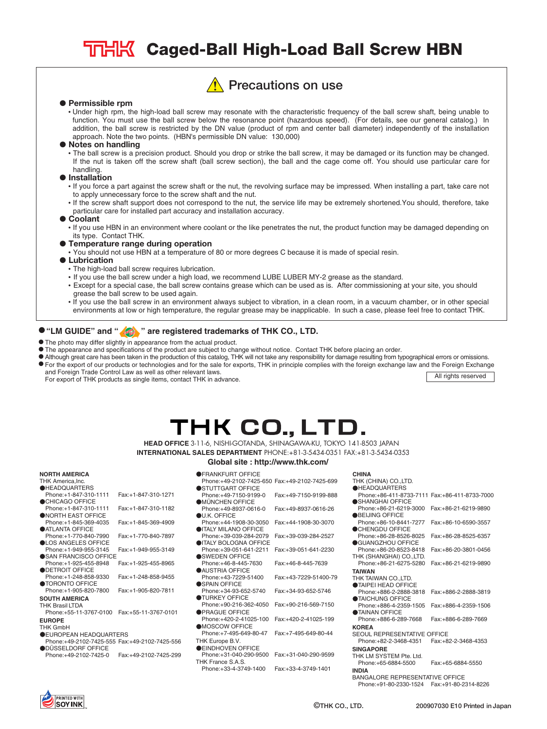# THK Caged-Ball High-Load Ball Screw HBN

## ⚠ Precautions on use

● **Permissible rpm**

- Under high rpm, the high-load ball screw may resonate with the characteristic frequency of the ball screw shaft, being unable to function. You must use the ball screw below the resonance point (hazardous speed). (For details, see our general catalog.) In addition, the ball screw is restricted by the DN value (product of rpm and center ball diameter) independently of the installation approach. Note the two points. (HBN's permissible DN value: 130,000)

● **Notes on handling**

- The ball screw is a precision product. Should you drop or strike the ball screw, it may be damaged or its function may be changed. If the nut is taken off the screw shaft (ball screw section), the ball and the cage come off. You should use particular care for handling.

● **Installation**

- If you force a part against the screw shaft or the nut, the revolving surface may be impressed. When installing a part, take care not to apply unnecessary force to the screw shaft and the nut.
- If the screw shaft support does not correspond to the nut, the service life may be extremely shortened.You should, therefore, take particular care for installed part accuracy and installation accuracy.

● **Coolant**

- If you use HBN in an environment where coolant or the like penetrates the nut, the product function may be damaged depending on its type. Contact THK.

● **Temperature range during operation**

- You should not use HBN at a temperature of 80 or more degrees C because it is made of special resin.

● **Lubrication**

- The high-load ball screw requires lubrication.
- If you use the ball screw under a high load, we recommend LUBE LUBER MY-2 grease as the standard.
- Except for a special case, the ball screw contains grease which can be used as is. After commissioning at your site, you should grease the ball screw to be used again.
- If you use the ball screw in an environment always subject to vibration, in a clean room, in a vacuum chamber, or in other special environments at low or high temperature, the regular grease may be inapplicable. In such a case, please feel free to contact THK.

● **"LM GUIDE" and " " are registered trademarks of THK CO., LTD.**

- The photo may differ slightly in appearance from the actual product.
- The appearance and specifications of the product are subject to change without notice. Contact THK before placing an order.
- Although great care has been taken in the production of this catalog, THK will not take any responsibility for damage resulting from typographical errors or omissions.
- For the export of our products or technologies and for the sale for exports, THK in principle complies with the foreign exchange law and the Foreign Exchange and Foreign Trade Control Law as well as other relevant laws.
  For export of THK products as single items, contact THK in advance.

All rights reserved

# THK CO., LTD.

**HEAD OFFICE** 3-11-6, NISHI-GOTANDA, SHINAGAWA-KU, TOKYO 141-8503 JAPAN
**INTERNATIONAL SALES DEPARTMENT** PHONE:+81-3-5434-0351 FAX:+81-3-5434-0353
**Global site : http://www.thk.com/**

**NORTH AMERICA**
THK America,Inc.
●HEADQUARTERS
Phone:+1-847-310-1111 Fax:+1-847-310-1271
●CHICAGO OFFICE
Phone:+1-847-310-1111 Fax:+1-847-310-1182
●NORTH EAST OFFICE
Phone:+1-845-369-4035 Fax:+1-845-369-4909
●ATLANTA OFFICE
Phone:+1-770-840-7990 Fax:+1-770-840-7897
●LOS ANGELES OFFICE
Phone:+1-949-955-3145 Fax:+1-949-955-3149
●SAN FRANCISCO OFFICE
Phone:+1-925-455-8948 Fax:+1-925-455-8965
●DETROIT OFFICE
Phone:+1-248-858-9330 Fax:+1-248-858-9455
●TORONTO OFFICE
Phone:+1-905-820-7800 Fax:+1-905-820-7811

**SOUTH AMERICA**
THK Brasil LTDA
Phone:+55-11-3767-0100 Fax:+55-11-3767-0101

**EUROPE**
THK GmbH
●EUROPEAN HEADQUARTERS
Phone:+49-2102-7425-555 Fax:+49-2102-7425-556
●DÜSSELDORF OFFICE
Phone:+49-2102-7425-0 Fax:+49-2102-7425-299
●FRANKFURT OFFICE
Phone:+49-2102-7425-650 Fax:+49-2102-7425-699
●STUTTGART OFFICE
Phone:+49-7150-9199-0 Fax:+49-7150-9199-888
●MÜNCHEN OFFICE
Phone:+49-8937-0616-0 Fax:+49-8937-0616-26
●U.K. OFFICE
Phone:+44-1908-30-3050 Fax:+44-1908-30-3070
●ITALY MILANO OFFICE
Phone:+39-039-284-2079 Fax:+39-039-284-2527
●ITALY BOLOGNA OFFICE
Phone:+39-051-641-2211 Fax:+39-051-641-2230
●SWEDEN OFFICE
Phone:+46-8-445-7630 Fax:+46-8-445-7639
●AUSTRIA OFFICE
Phone:+43-7229-51400 Fax:+43-7229-51400-79
●SPAIN OFFICE
Phone:+34-93-652-5740 Fax:+34-93-652-5746
●TURKEY OFFICE
Phone:+90-216-362-4050 Fax:+90-216-569-7150
●PRAGUE OFFICE
Phone:+420-2-41025-100 Fax:+420-2-41025-199
●MOSCOW OFFICE
Phone:+7-495-649-80-47 Fax:+7-495-649-80-44
THK Europe B.V.
●EINDHOVEN OFFICE
Phone:+31-040-290-9500 Fax:+31-040-290-9599
THK France S.A.S.
Phone:+33-4-3749-1400 Fax:+33-4-3749-1401

**CHINA**
THK (CHINA) CO.,LTD.
●HEADQUARTERS
Phone:+86-411-8733-7111 Fax:+86-411-8733-7000
●SHANGHAI OFFICE
Phone:+86-21-6219-3000 Fax:+86-21-6219-9890
●BEIJING OFFICE
Phone:+86-10-8441-7277 Fax:+86-10-6590-3557
●CHENGDU OFFICE
Phone:+86-28-8526-8025 Fax:+86-28-8525-6357
●GUANGZHOU OFFICE
Phone:+86-20-8523-8418 Fax:+86-20-3801-0456
THK (SHANGHAI) CO.,LTD.
Phone:+86-21-6275-5280 Fax:+86-21-6219-9890

**TAIWAN**
THK TAIWAN CO.,LTD.
●TAIPEI HEAD OFFICE
Phone:+886-2-2888-3818 Fax:+886-2-2888-3819
●TAICHUNG OFFICE
Phone:+886-4-2359-1505 Fax:+886-4-2359-1506
●TAINAN OFFICE
Phone:+886-6-289-7668 Fax:+886-6-289-7669

**KOREA**
SEOUL REPRESENTATIVE OFFICE
Phone:+82-2-3468-4351 Fax:+82-2-3468-4353

**SINGAPORE**
THK LM SYSTEM Pte. Ltd.
Phone:+65-6884-5500 Fax:+65-6884-5550

**INDIA**
BANGALORE REPRESENTATIVE OFFICE
Phone:+91-80-2330-1524 Fax:+91-80-2314-8226

PRINTED WITH SOY INK

©THK CO., LTD. 200907030 E10 Printed in Japan